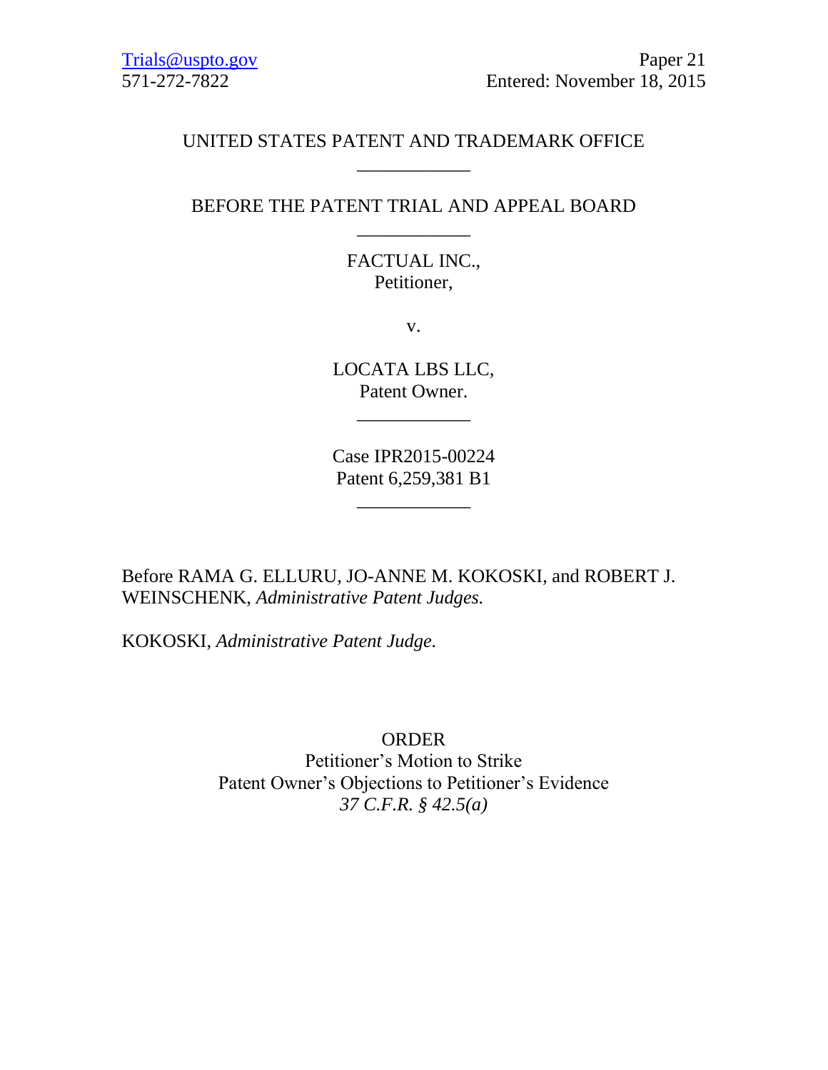Trials@uspto.gov
571-272-7822

Paper 21
Entered: November 18, 2015

UNITED STATES PATENT AND TRADEMARK OFFICE

____________

BEFORE THE PATENT TRIAL AND APPEAL BOARD

____________

FACTUAL INC.,
Petitioner,

v.

LOCATA LBS LLC,
Patent Owner.

____________

Case IPR2015-00224
Patent 6,259,381 B1

____________

Before RAMA G. ELLURU, JO-ANNE M. KOKOSKI, and ROBERT J. WEINSCHENK, *Administrative Patent Judges.*

KOKOSKI, *Administrative Patent Judge.*

ORDER
Petitioner's Motion to Strike
Patent Owner's Objections to Petitioner's Evidence
*37 C.F.R. § 42.5(a)*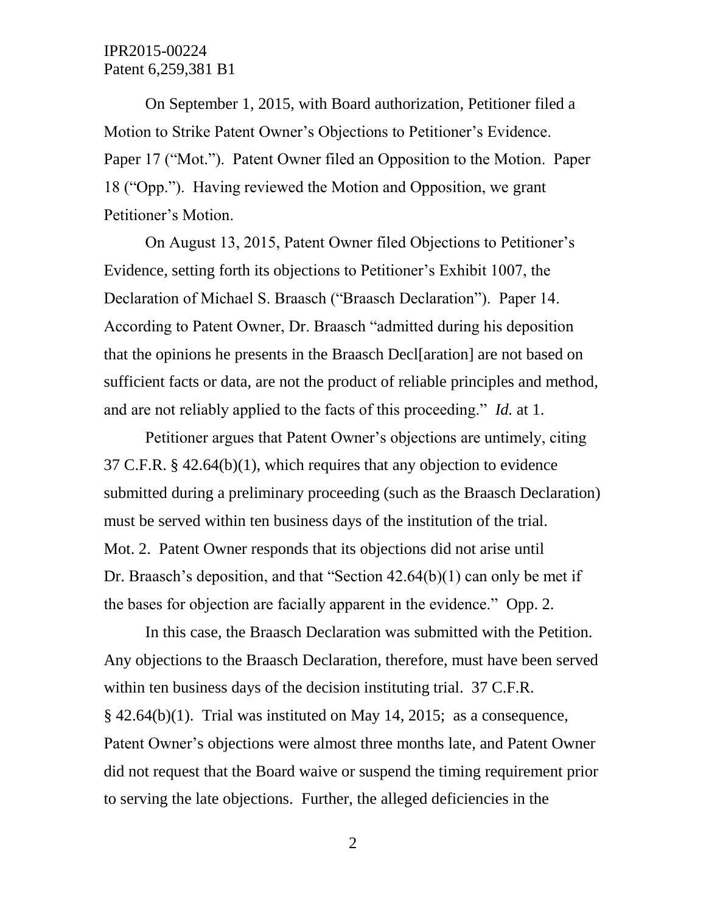On September 1, 2015, with Board authorization, Petitioner filed a Motion to Strike Patent Owner's Objections to Petitioner's Evidence. Paper 17 ("Mot."). Patent Owner filed an Opposition to the Motion. Paper 18 ("Opp."). Having reviewed the Motion and Opposition, we grant Petitioner's Motion.

On August 13, 2015, Patent Owner filed Objections to Petitioner's Evidence, setting forth its objections to Petitioner's Exhibit 1007, the Declaration of Michael S. Braasch ("Braasch Declaration"). Paper 14. According to Patent Owner, Dr. Braasch "admitted during his deposition that the opinions he presents in the Braasch Decl[aration] are not based on sufficient facts or data, are not the product of reliable principles and method, and are not reliably applied to the facts of this proceeding." *Id.* at 1.

Petitioner argues that Patent Owner's objections are untimely, citing 37 C.F.R. § 42.64(b)(1), which requires that any objection to evidence submitted during a preliminary proceeding (such as the Braasch Declaration) must be served within ten business days of the institution of the trial. Mot. 2. Patent Owner responds that its objections did not arise until Dr. Braasch's deposition, and that "Section 42.64(b)(1) can only be met if the bases for objection are facially apparent in the evidence." Opp. 2.

In this case, the Braasch Declaration was submitted with the Petition. Any objections to the Braasch Declaration, therefore, must have been served within ten business days of the decision instituting trial. 37 C.F.R. § 42.64(b)(1). Trial was instituted on May 14, 2015; as a consequence, Patent Owner's objections were almost three months late, and Patent Owner did not request that the Board waive or suspend the timing requirement prior to serving the late objections. Further, the alleged deficiencies in the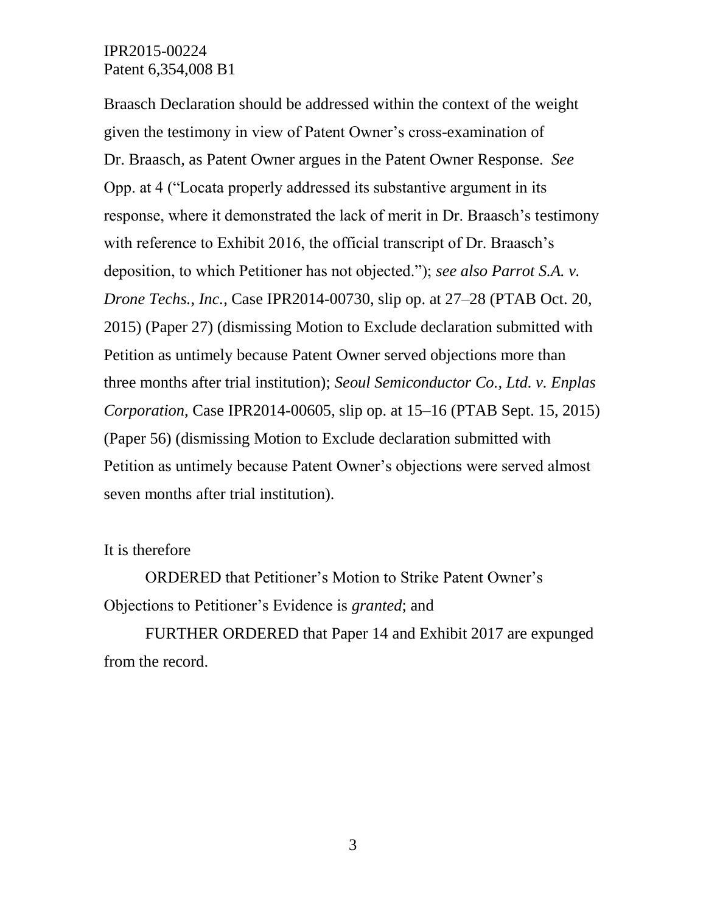Braasch Declaration should be addressed within the context of the weight given the testimony in view of Patent Owner's cross-examination of Dr. Braasch, as Patent Owner argues in the Patent Owner Response. *See* Opp. at 4 ("Locata properly addressed its substantive argument in its response, where it demonstrated the lack of merit in Dr. Braasch's testimony with reference to Exhibit 2016, the official transcript of Dr. Braasch's deposition, to which Petitioner has not objected."); *see also Parrot S.A. v. Drone Techs., Inc.*, Case IPR2014-00730, slip op. at 27–28 (PTAB Oct. 20, 2015) (Paper 27) (dismissing Motion to Exclude declaration submitted with Petition as untimely because Patent Owner served objections more than three months after trial institution); *Seoul Semiconductor Co., Ltd. v. Enplas Corporation*, Case IPR2014-00605, slip op. at 15–16 (PTAB Sept. 15, 2015) (Paper 56) (dismissing Motion to Exclude declaration submitted with Petition as untimely because Patent Owner's objections were served almost seven months after trial institution).

It is therefore

ORDERED that Petitioner's Motion to Strike Patent Owner's Objections to Petitioner's Evidence is *granted*; and

FURTHER ORDERED that Paper 14 and Exhibit 2017 are expunged from the record.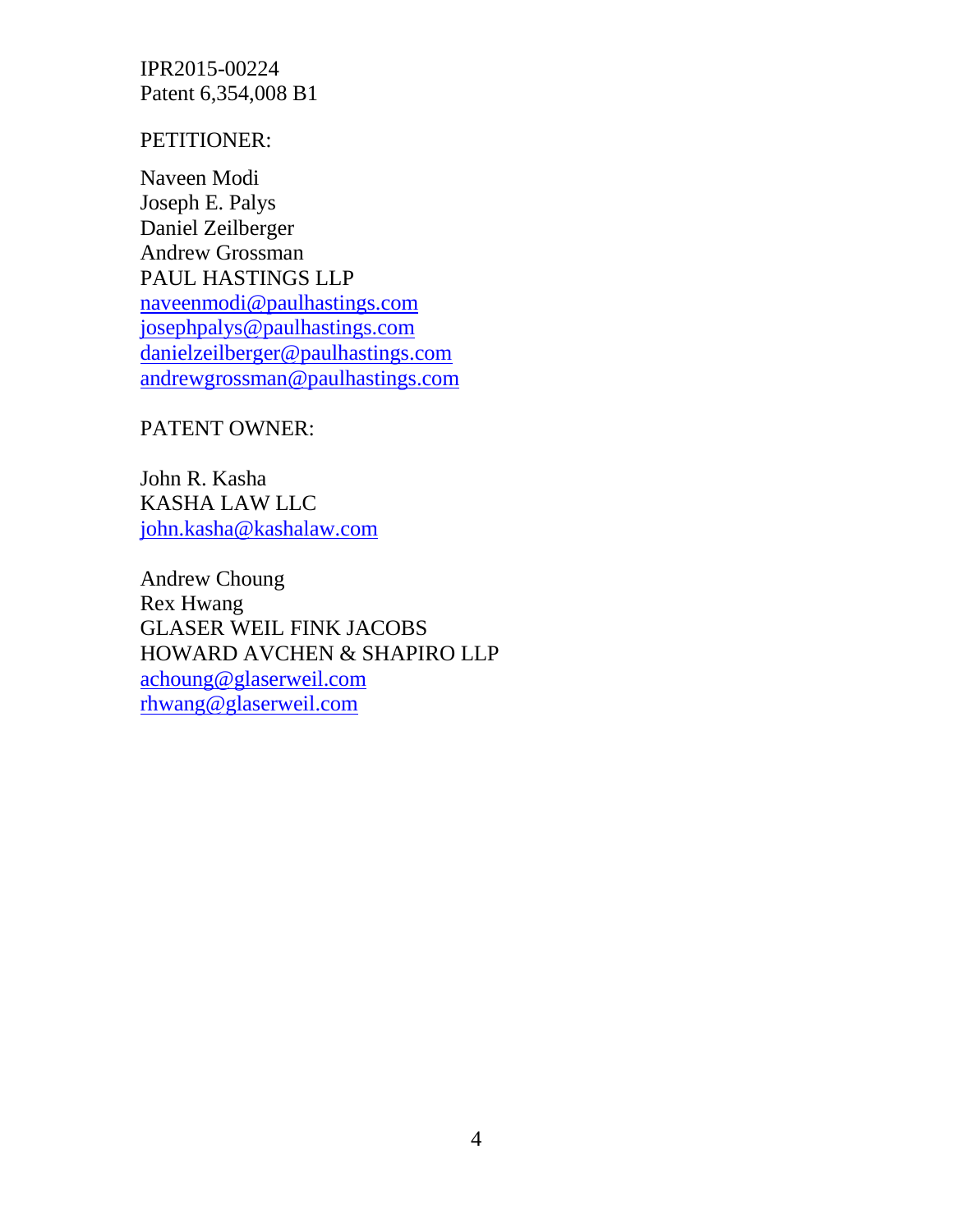IPR2015-00224
Patent 6,354,008 B1

PETITIONER:

Naveen Modi
Joseph E. Palys
Daniel Zeilberger
Andrew Grossman
PAUL HASTINGS LLP
naveenmodi@paulhastings.com
josephpalys@paulhastings.com
danielzeilberger@paulhastings.com
andrewgrossman@paulhastings.com

PATENT OWNER:

John R. Kasha
KASHA LAW LLC
john.kasha@kashalaw.com

Andrew Choung
Rex Hwang
GLASER WEIL FINK JACOBS
HOWARD AVCHEN & SHAPIRO LLP
achoung@glaserweil.com
rhwang@glaserweil.com